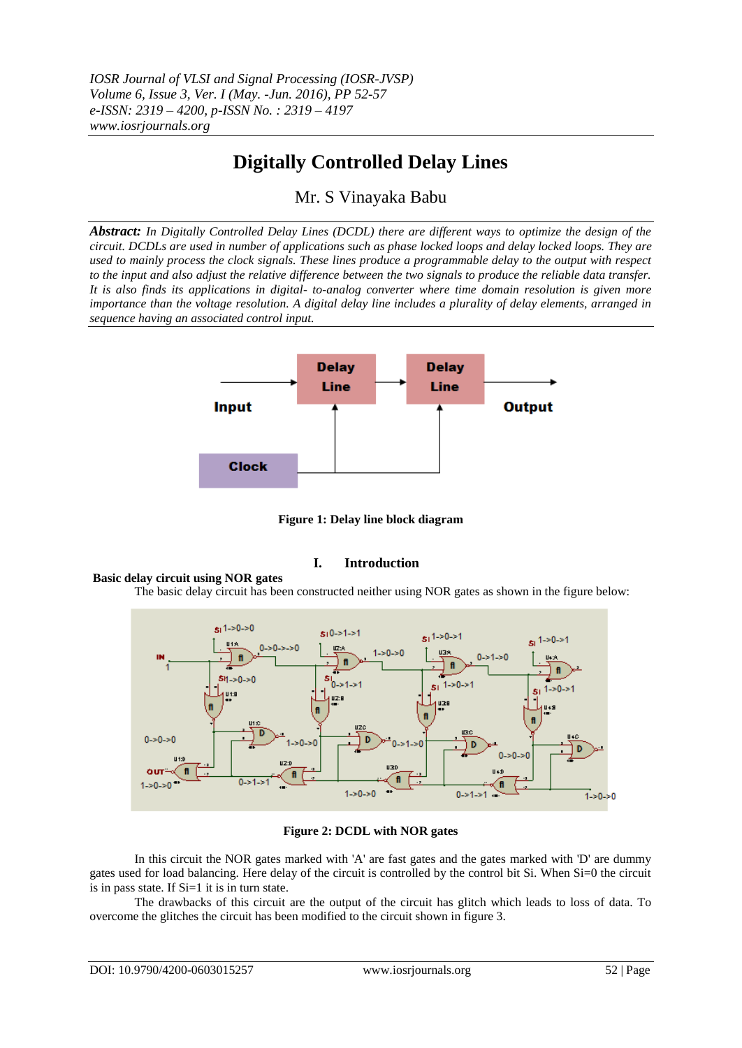# Digitally Controlled Delay Lines

Mr. S Vinayaka Babu

***Abstract:*** *In Digitally Controlled Delay Lines (DCDL) there are different ways to optimize the design of the circuit. DCDLs are used in number of applications such as phase locked loops and delay locked loops. They are used to mainly process the clock signals. These lines produce a programmable delay to the output with respect to the input and also adjust the relative difference between the two signals to produce the reliable data transfer. It is also finds its applications in digital- to-analog converter where time domain resolution is given more importance than the voltage resolution. A digital delay line includes a plurality of delay elements, arranged in sequence having an associated control input.*

**Figure 1: Delay line block diagram**

## I. Introduction

**Basic delay circuit using NOR gates**

The basic delay circuit has been constructed neither using NOR gates as shown in the figure below:

**Figure 2: DCDL with NOR gates**

In this circuit the NOR gates marked with 'A' are fast gates and the gates marked with 'D' are dummy gates used for load balancing. Here delay of the circuit is controlled by the control bit Si. When Si=0 the circuit is in pass state. If Si=1 it is in turn state.

The drawbacks of this circuit are the output of the circuit has glitch which leads to loss of data. To overcome the glitches the circuit has been modified to the circuit shown in figure 3.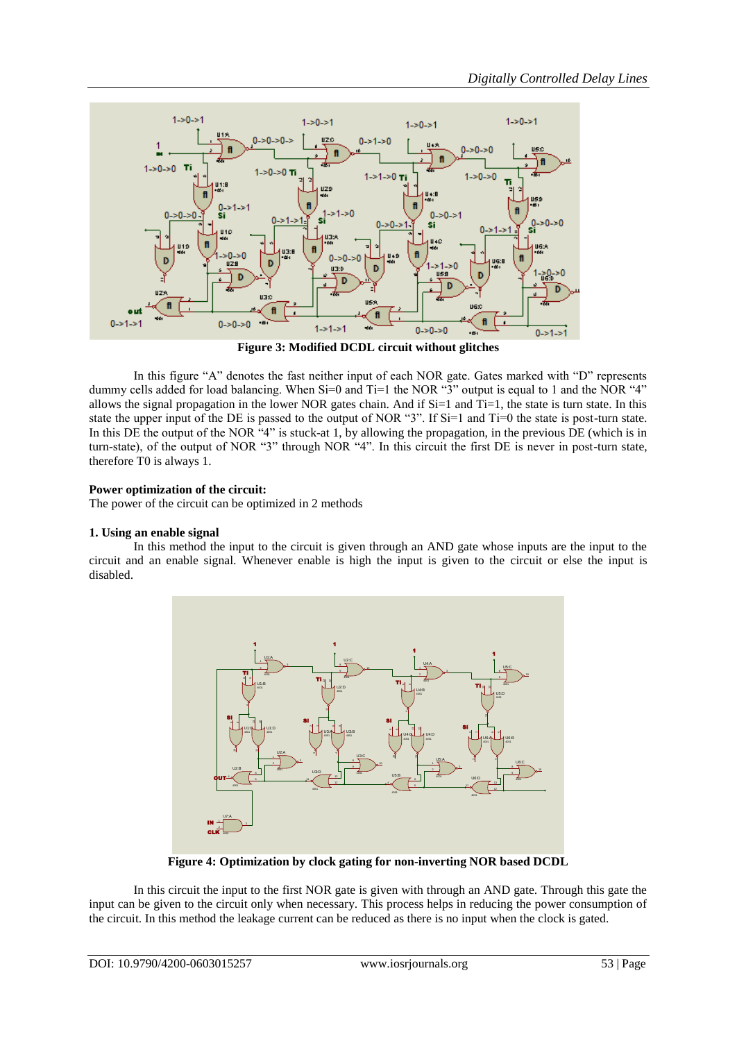**Figure 3: Modified DCDL circuit without glitches**

In this figure "A" denotes the fast neither input of each NOR gate. Gates marked with "D" represents dummy cells added for load balancing. When Si=0 and Ti=1 the NOR "3" output is equal to 1 and the NOR "4" allows the signal propagation in the lower NOR gates chain. And if Si=1 and Ti=1, the state is turn state. In this state the upper input of the DE is passed to the output of NOR "3". If Si=1 and Ti=0 the state is post-turn state. In this DE the output of the NOR "4" is stuck-at 1, by allowing the propagation, in the previous DE (which is in turn-state), of the output of NOR "3" through NOR "4". In this circuit the first DE is never in post-turn state, therefore T0 is always 1.

**Power optimization of the circuit:**
The power of the circuit can be optimized in 2 methods

**1. Using an enable signal**

In this method the input to the circuit is given through an AND gate whose inputs are the input to the circuit and an enable signal. Whenever enable is high the input is given to the circuit or else the input is disabled.

**Figure 4: Optimization by clock gating for non-inverting NOR based DCDL**

In this circuit the input to the first NOR gate is given with through an AND gate. Through this gate the input can be given to the circuit only when necessary. This process helps in reducing the power consumption of the circuit. In this method the leakage current can be reduced as there is no input when the clock is gated.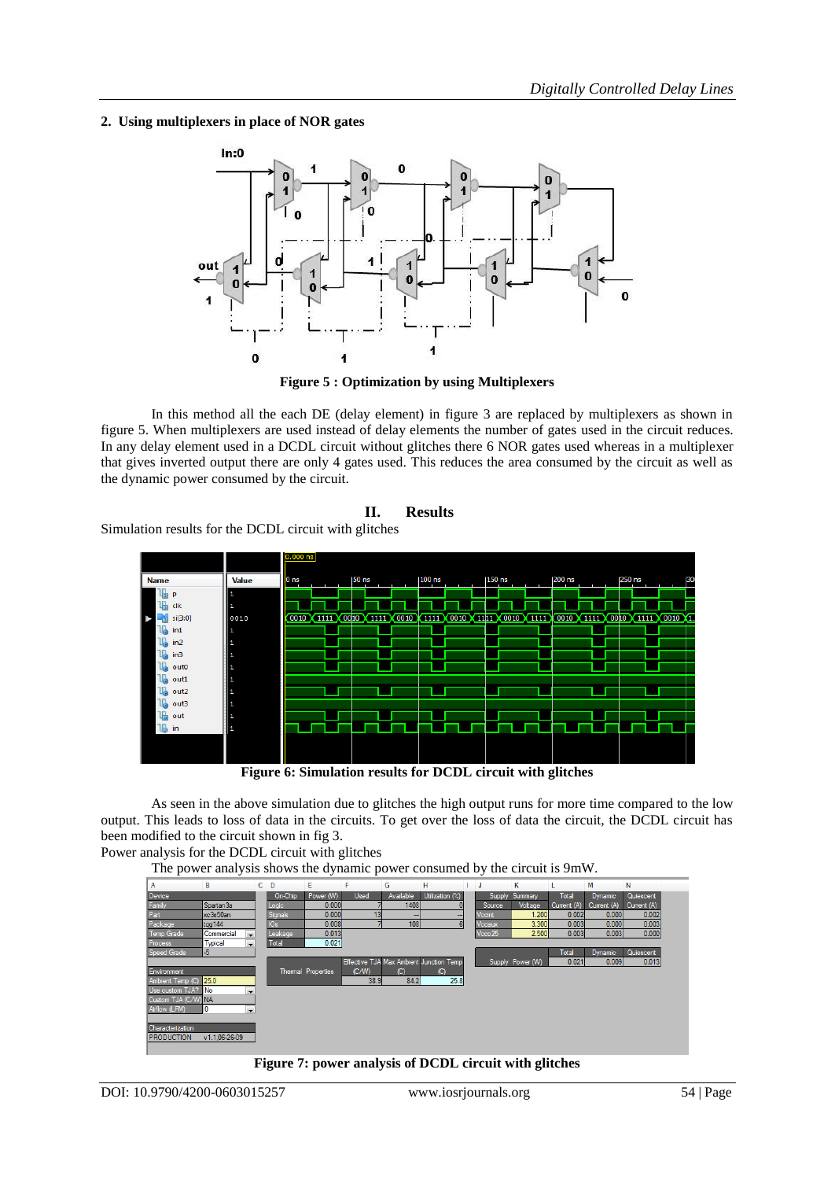**2. Using multiplexers in place of NOR gates**

**Figure 5 : Optimization by using Multiplexers**

In this method all the each DE (delay element) in figure 3 are replaced by multiplexers as shown in figure 5. When multiplexers are used instead of delay elements the number of gates used in the circuit reduces. In any delay element used in a DCDL circuit without glitches there 6 NOR gates used whereas in a multiplexer that gives inverted output there are only 4 gates used. This reduces the area consumed by the circuit as well as the dynamic power consumed by the circuit.

## II. Results

Simulation results for the DCDL circuit with glitches

**Figure 6: Simulation results for DCDL circuit with glitches**

As seen in the above simulation due to glitches the high output runs for more time compared to the low output. This leads to loss of data in the circuits. To get over the loss of data the circuit, the DCDL circuit has been modified to the circuit shown in fig 3.

Power analysis for the DCDL circuit with glitches

The power analysis shows the dynamic power consumed by the circuit is 9mW.

**Figure 7: power analysis of DCDL circuit with glitches**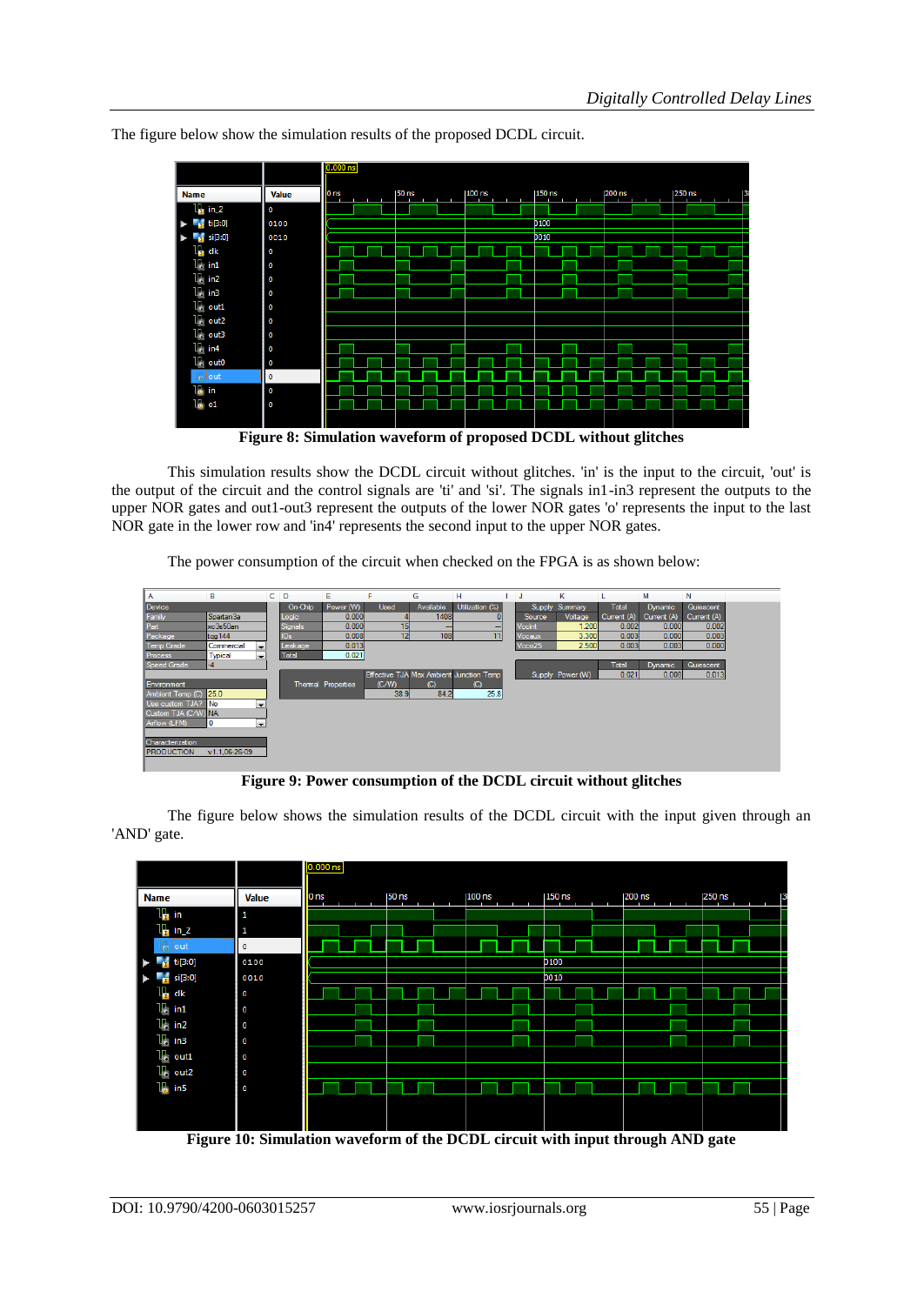The figure below show the simulation results of the proposed DCDL circuit.

**Figure 8: Simulation waveform of proposed DCDL without glitches**

This simulation results show the DCDL circuit without glitches. 'in' is the input to the circuit, 'out' is the output of the circuit and the control signals are 'ti' and 'si'. The signals in1-in3 represent the outputs to the upper NOR gates and out1-out3 represent the outputs of the lower NOR gates 'o' represents the input to the last NOR gate in the lower row and 'in4' represents the second input to the upper NOR gates.

The power consumption of the circuit when checked on the FPGA is as shown below:

**Figure 9: Power consumption of the DCDL circuit without glitches**

The figure below shows the simulation results of the DCDL circuit with the input given through an 'AND' gate.

**Figure 10: Simulation waveform of the DCDL circuit with input through AND gate**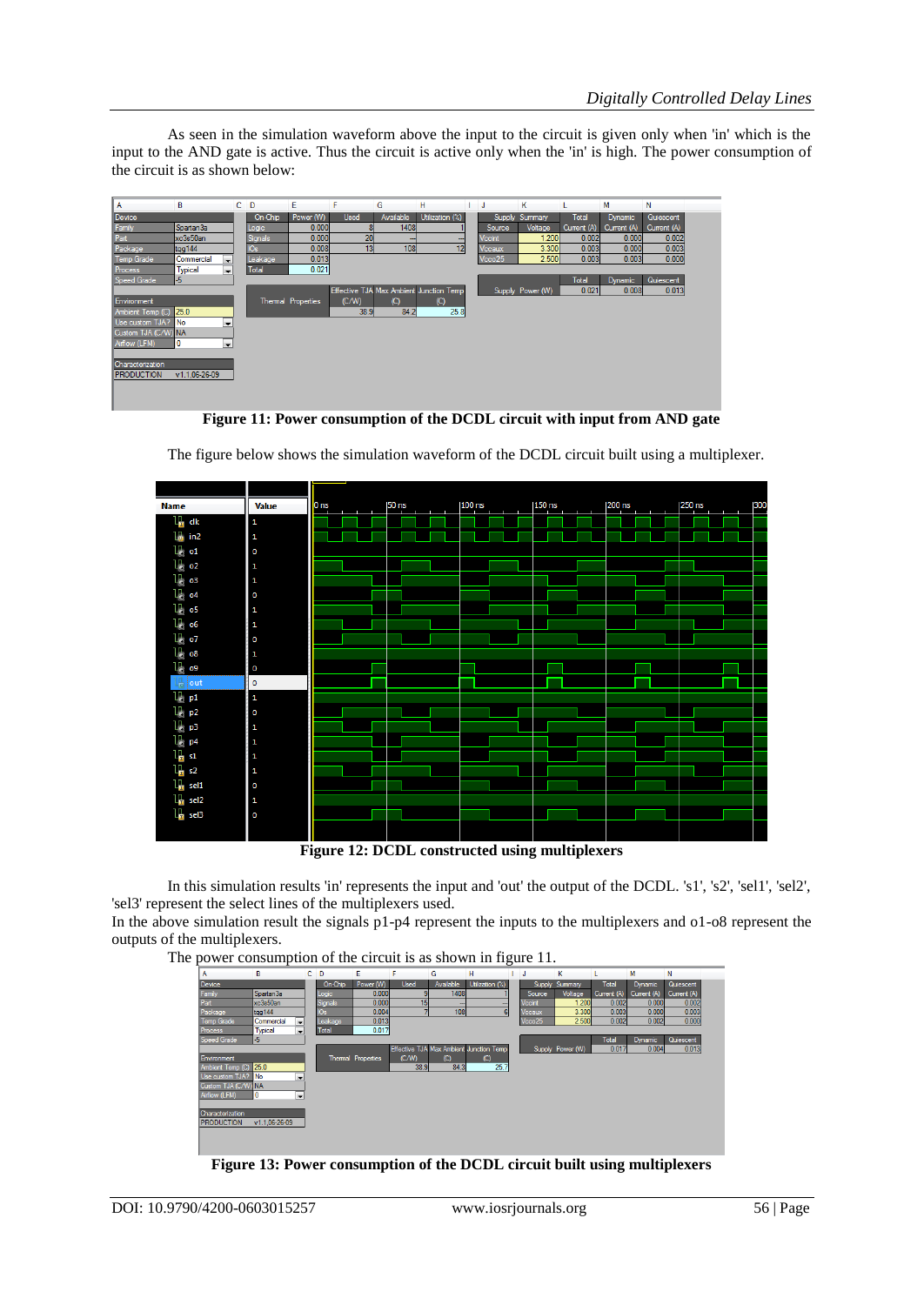As seen in the simulation waveform above the input to the circuit is given only when 'in' which is the input to the AND gate is active. Thus the circuit is active only when the 'in' is high. The power consumption of the circuit is as shown below:

**Figure 11: Power consumption of the DCDL circuit with input from AND gate**

The figure below shows the simulation waveform of the DCDL circuit built using a multiplexer.

**Figure 12: DCDL constructed using multiplexers**

In this simulation results 'in' represents the input and 'out' the output of the DCDL. 's1', 's2', 'sel1', 'sel2', 'sel3' represent the select lines of the multiplexers used.

In the above simulation result the signals p1-p4 represent the inputs to the multiplexers and o1-o8 represent the outputs of the multiplexers.

The power consumption of the circuit is as shown in figure 11.

**Figure 13: Power consumption of the DCDL circuit built using multiplexers**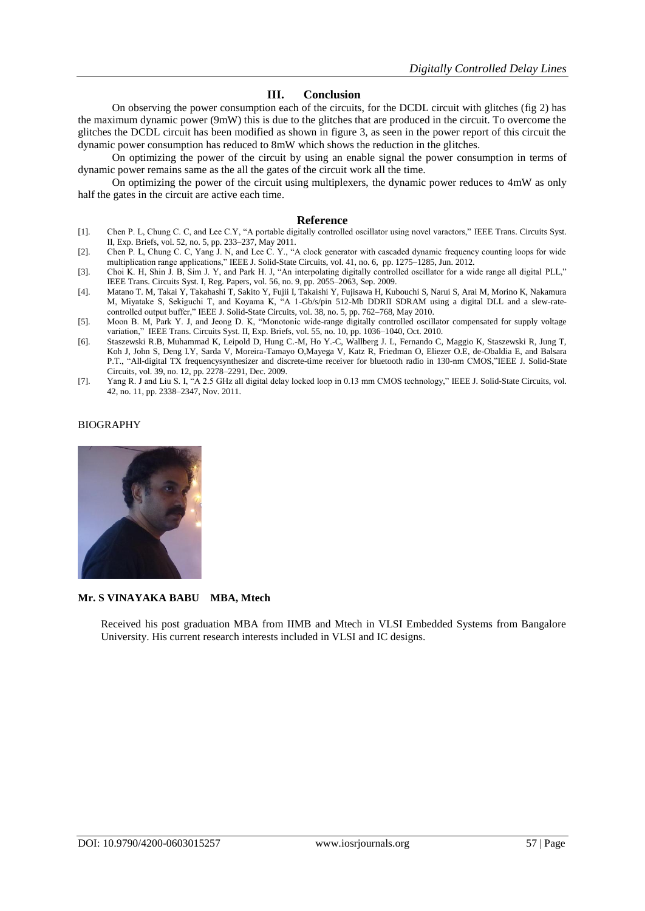## III. Conclusion

On observing the power consumption each of the circuits, for the DCDL circuit with glitches (fig 2) has the maximum dynamic power (9mW) this is due to the glitches that are produced in the circuit. To overcome the glitches the DCDL circuit has been modified as shown in figure 3, as seen in the power report of this circuit the dynamic power consumption has reduced to 8mW which shows the reduction in the glitches.

On optimizing the power of the circuit by using an enable signal the power consumption in terms of dynamic power remains same as the all the gates of the circuit work all the time.

On optimizing the power of the circuit using multiplexers, the dynamic power reduces to 4mW as only half the gates in the circuit are active each time.

## Reference

[1]. Chen P. L, Chung C. C, and Lee C.Y, "A portable digitally controlled oscillator using novel varactors," IEEE Trans. Circuits Syst. II, Exp. Briefs, vol. 52, no. 5, pp. 233–237, May 2011.

[2]. Chen P. L, Chung C. C, Yang J. N, and Lee C. Y., "A clock generator with cascaded dynamic frequency counting loops for wide multiplication range applications," IEEE J. Solid-State Circuits, vol. 41, no. 6, pp. 1275–1285, Jun. 2012.

[3]. Choi K. H, Shin J. B, Sim J. Y, and Park H. J, "An interpolating digitally controlled oscillator for a wide range all digital PLL," IEEE Trans. Circuits Syst. I, Reg. Papers, vol. 56, no. 9, pp. 2055–2063, Sep. 2009.

[4]. Matano T. M, Takai Y, Takahashi T, Sakito Y, Fujii I, Takaishi Y, Fujisawa H, Kubouchi S, Narui S, Arai M, Morino K, Nakamura M, Miyatake S, Sekiguchi T, and Koyama K, "A 1-Gb/s/pin 512-Mb DDRII SDRAM using a digital DLL and a slew-rate-controlled output buffer," IEEE J. Solid-State Circuits, vol. 38, no. 5, pp. 762–768, May 2010.

[5]. Moon B. M, Park Y. J, and Jeong D. K, "Monotonic wide-range digitally controlled oscillator compensated for supply voltage variation," IEEE Trans. Circuits Syst. II, Exp. Briefs, vol. 55, no. 10, pp. 1036–1040, Oct. 2010.

[6]. Staszewski R.B, Muhammad K, Leipold D, Hung C.-M, Ho Y.-C, Wallberg J. L, Fernando C, Maggio K, Staszewski R, Jung T, Koh J, John S, Deng I.Y, Sarda V, Moreira-Tamayo O,Mayega V, Katz R, Friedman O, Eliezer O.E, de-Obaldia E, and Balsara P.T., "All-digital TX frequencysynthesizer and discrete-time receiver for bluetooth radio in 130-nm CMOS,"IEEE J. Solid-State Circuits, vol. 39, no. 12, pp. 2278–2291, Dec. 2009.

[7]. Yang R. J and Liu S. I, "A 2.5 GHz all digital delay locked loop in 0.13 mm CMOS technology," IEEE J. Solid-State Circuits, vol. 42, no. 11, pp. 2338–2347, Nov. 2011.

BIOGRAPHY

**Mr. S VINAYAKA BABU MBA, Mtech**

Received his post graduation MBA from IIMB and Mtech in VLSI Embedded Systems from Bangalore University. His current research interests included in VLSI and IC designs.